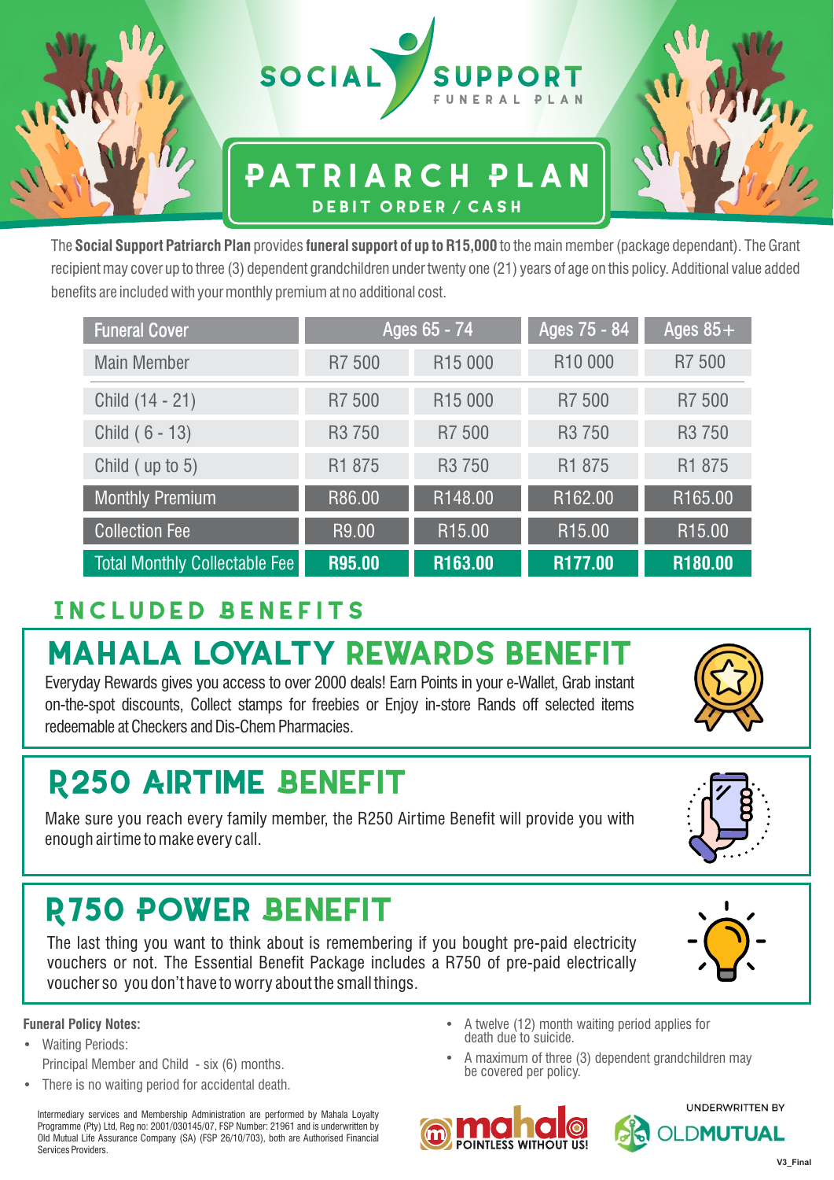# SOCIAL SUPPORT

FUNERAL PLAN

## PATRIARCH PLAN

**DEBIT ORDER / CASH**

The **Social Support Patriarch Plan** provides **funeral support of up to R15,000** to the main member (package dependant). The Grant recipient may cover up to three (3) dependent grandchildren under twenty one (21) years of age on this policy. Additional value added benefits are included with your monthly premium at no additional cost.

| Funeral Cover | Ages 65 - 74 | | Ages 75 - 84 | Ages 85+ |
|---|---|---|---|---|
| Main Member | R7 500 | R15 000 | R10 000 | R7 500 |
| Child (14 - 21) | R7 500 | R15 000 | R7 500 | R7 500 |
| Child ( 6 - 13) | R3 750 | R7 500 | R3 750 | R3 750 |
| Child ( up to 5) | R1 875 | R3 750 | R1 875 | R1 875 |
| Monthly Premium | R86.00 | R148.00 | R162.00 | R165.00 |
| Collection Fee | R9.00 | R15.00 | R15.00 | R15.00 |
| Total Monthly Collectable Fee | **R95.00** | **R163.00** | **R177.00** | **R180.00** |

## INCLUDED BENEFITS

### MAHALA LOYALTY REWARDS BENEFIT

Everyday Rewards gives you access to over 2000 deals! Earn Points in your e-Wallet, Grab instant on-the-spot discounts, Collect stamps for freebies or Enjoy in-store Rands off selected items redeemable at Checkers and Dis-Chem Pharmacies.

### R250 AIRTIME BENEFIT

Make sure you reach every family member, the R250 Airtime Benefit will provide you with enough airtime to make every call.

### R750 POWER BENEFIT

The last thing you want to think about is remembering if you bought pre-paid electricity vouchers or not. The Essential Benefit Package includes a R750 of pre-paid electrically voucher so you don't have to worry about the small things.

**Funeral Policy Notes:**

- Waiting Periods:
  Principal Member and Child - six (6) months.
- There is no waiting period for accidental death.
- A twelve (12) month waiting period applies for death due to suicide.
- A maximum of three (3) dependent grandchildren may be covered per policy.

Intermediary services and Membership Administration are performed by Mahala Loyalty Programme (Pty) Ltd, Reg no: 2001/030145/07, FSP Number: 21961 and is underwritten by Old Mutual Life Assurance Company (SA) (FSP 26/10/703), both are Authorised Financial Services Providers.

mahala POINTLESS WITHOUT US!

UNDERWRITTEN BY OLDMUTUAL

V3_Final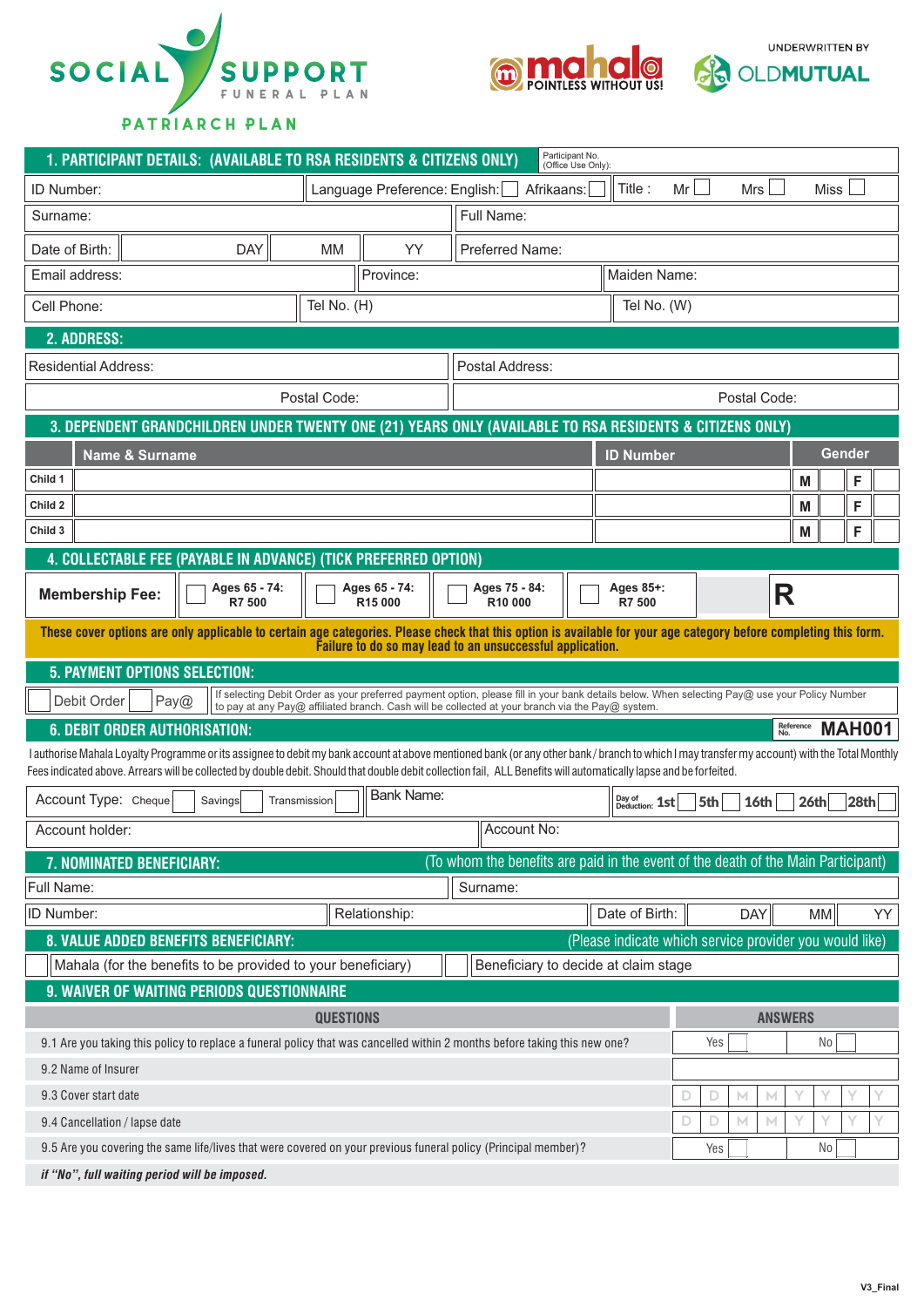SOCIAL SUPPORT FUNERAL PLAN

PATRIARCH PLAN

mahala POINTLESS WITHOUT US!

UNDERWRITTEN BY OLDMUTUAL

## 1. PARTICIPANT DETAILS: (AVAILABLE TO RSA RESIDENTS & CITIZENS ONLY)

Participant No. (Office Use Only):

| | | | |
|---|---|---|---|
| ID Number: | Language Preference: English: ☐ Afrikaans: ☐ | Title : Mr ☐ Mrs ☐ Miss ☐ | |
| Surname: | | Full Name: | |
| Date of Birth: DAY MM YY | | Preferred Name: | |
| Email address: | Province: | Maiden Name: | |
| Cell Phone: | Tel No. (H) | Tel No. (W) | |

## 2. ADDRESS:

| | |
|---|---|
| Residential Address: | Postal Address: |
| Postal Code: | Postal Code: |

## 3. DEPENDENT GRANDCHILDREN UNDER TWENTY ONE (21) YEARS ONLY (AVAILABLE TO RSA RESIDENTS & CITIZENS ONLY)

| | Name & Surname | ID Number | Gender |
|---|---|---|---|
| Child 1 | | | M ☐ F ☐ |
| Child 2 | | | M ☐ F ☐ |
| Child 3 | | | M ☐ F ☐ |

## 4. COLLECTABLE FEE (PAYABLE IN ADVANCE) (TICK PREFERRED OPTION)

| Membership Fee: | ☐ Ages 65 - 74: R7 500 | ☐ Ages 65 - 74: R15 000 | ☐ Ages 75 - 84: R10 000 | ☐ Ages 85+: R7 500 | R |
|---|---|---|---|---|---|

**These cover options are only applicable to certain age categories. Please check that this option is available for your age category before completing this form. Failure to do so may lead to an unsuccessful application.**

## 5. PAYMENT OPTIONS SELECTION:

☐ Debit Order ☐ Pay@ — If selecting Debit Order as your preferred payment option, please fill in your bank details below. When selecting Pay@ use your Policy Number to pay at any Pay@ affiliated branch. Cash will be collected at your branch via the Pay@ system.

## 6. DEBIT ORDER AUTHORISATION:

Reference No. **MAH001**

I authorise Mahala Loyalty Programme or its assignee to debit my bank account at above mentioned bank (or any other bank / branch to which I may transfer my account) with the Total Monthly Fees indicated above. Arrears will be collected by double debit. Should that double debit collection fail, ALL Benefits will automatically lapse and be forfeited.

| | | |
|---|---|---|
| Account Type: Cheque ☐ Savings ☐ Transmission ☐ | Bank Name: | Day of Deduction: 1st ☐ 5th ☐ 16th ☐ 26th ☐ 28th ☐ |
| Account holder: | Account No: | |

## 7. NOMINATED BENEFICIARY:

(To whom the benefits are paid in the event of the death of the Main Participant)

| | | |
|---|---|---|
| Full Name: | Surname: | |
| ID Number: | Relationship: | Date of Birth: DAY MM YY |

## 8. VALUE ADDED BENEFITS BENEFICIARY:

(Please indicate which service provider you would like)

☐ Mahala (for the benefits to be provided to your beneficiary) ☐ Beneficiary to decide at claim stage

## 9. WAIVER OF WAITING PERIODS QUESTIONNAIRE

| QUESTIONS | ANSWERS |
|---|---|
| 9.1 Are you taking this policy to replace a funeral policy that was cancelled within 2 months before taking this new one? | Yes ☐ No ☐ |
| 9.2 Name of Insurer | |
| 9.3 Cover start date | D D M M Y Y Y Y |
| 9.4 Cancellation / lapse date | D D M M Y Y Y Y |
| 9.5 Are you covering the same life/lives that were covered on your previous funeral policy (Principal member)? | Yes ☐ No ☐ |

***if "No", full waiting period will be imposed.***

V3_Final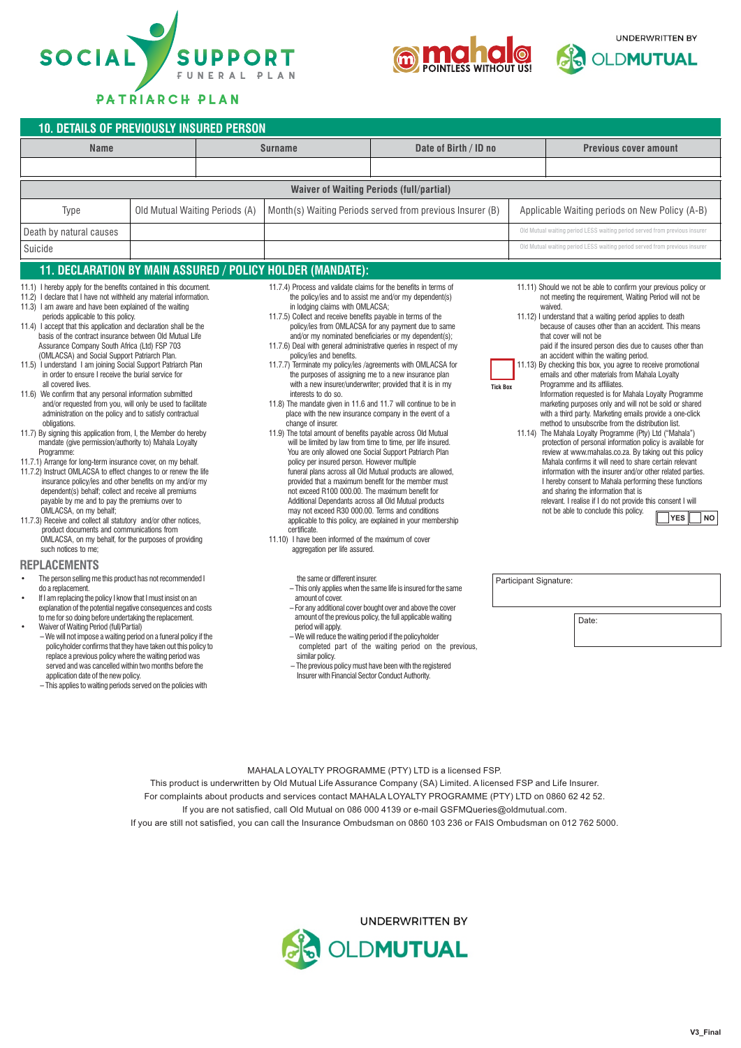SOCIAL SUPPORT FUNERAL PLAN

PATRIARCH PLAN

mahala POINTLESS WITHOUT US!

UNDERWRITTEN BY OLDMUTUAL

## 10. DETAILS OF PREVIOUSLY INSURED PERSON

| Name | Surname | Date of Birth / ID no | Previous cover amount |
|---|---|---|---|
| | | | |

| Waiver of Waiting Periods (full/partial) | | | |
|---|---|---|---|
| Type | Old Mutual Waiting Periods (A) | Month(s) Waiting Periods served from previous Insurer (B) | Applicable Waiting periods on New Policy (A-B) |
| Death by natural causes | | | Old Mutual waiting period LESS waiting period served from previous insurer |
| Suicide | | | Old Mutual waiting period LESS waiting period served from previous insurer |

## 11. DECLARATION BY MAIN ASSURED / POLICY HOLDER (MANDATE):

11.1) I hereby apply for the benefits contained in this document.
11.2) I declare that I have not withheld any material information.
11.3) I am aware and have been explained of the waiting periods applicable to this policy.
11.4) I accept that this application and declaration shall be the basis of the contract insurance between Old Mutual Life Assurance Company South Africa (Ltd) FSP 703 (OMLACSA) and Social Support Patriarch Plan.
11.5) I understand I am joining Social Support Patriarch Plan in order to ensure I receive the burial service for all covered lives.
11.6) We confirm that any personal information submitted and/or requested from you, will only be used to facilitate administration on the policy and to satisfy contractual obligations.
11.7) By signing this application from, I, the Member do hereby mandate (give permission/authority to) Mahala Loyalty Programme:
11.7.1) Arrange for long-term insurance cover, on my behalf.
11.7.2) Instruct OMLACSA to effect changes to or renew the life insurance policy/ies and other benefits on my and/or my dependent(s) behalf; collect and receive all premiums payable by me and to pay the premiums over to OMLACSA, on my behalf;
11.7.3) Receive and collect all statutory and/or other notices, product documents and communications from OMLACSA, on my behalf, for the purposes of providing such notices to me;
11.7.4) Process and validate claims for the benefits in terms of the policy/ies and to assist me and/or my dependent(s) in lodging claims with OMLACSA;
11.7.5) Collect and receive benefits payable in terms of the policy/ies from OMLACSA for any payment due to same and/or my nominated beneficiaries or my dependent(s);
11.7.6) Deal with general administrative queries in respect of my policy/ies and benefits.
11.7.7) Terminate my policy/ies /agreements with OMLACSA for the purposes of assigning me to a new insurance plan with a new insurer/underwriter; provided that it is in my interests to do so.
11.8) The mandate given in 11.6 and 11.7 will continue to be in place with the new insurance company in the event of a change of insurer.
11.9) The total amount of benefits payable across Old Mutual will be limited by law from time to time, per life insured. You are only allowed one Social Support Patriarch Plan policy per insured person. However multiple funeral plans across all Old Mutual products are allowed, provided that a maximum benefit for the member must not exceed R100 000.00. The maximum benefit for Additional Dependants across all Old Mutual products may not exceed R30 000.00. Terms and conditions applicable to this policy, are explained in your membership certificate.
11.10) I have been informed of the maximum of cover aggregation per life assured.
11.11) Should we not be able to confirm your previous policy or not meeting the requirement, Waiting Period will not be waived.
11.12) I understand that a waiting period applies to death because of causes other than an accident. This means that cover will not be paid if the insured person dies due to causes other than an accident within the waiting period.
11.13) By checking this box, you agree to receive promotional emails and other materials from Mahala Loyalty Programme and its affiliates. Information requested is for Mahala Loyalty Programme marketing purposes only and will not be sold or shared with a third party. Marketing emails provide a one-click method to unsubscribe from the distribution list. ☐ Tick Box
11.14) The Mahala Loyalty Programme (Pty) Ltd ("Mahala") protection of personal information policy is available for review at www.mahalas.co.za. By taking out this policy Mahala confirms it will need to share certain relevant information with the insurer and/or other related parties. I hereby consent to Mahala performing these functions and sharing the information that is relevant. I realise if I do not provide this consent I will not be able to conclude this policy. ☐ YES ☐ NO

## REPLACEMENTS

- The person selling me this product has not recommended I do a replacement.
- If I am replacing the policy I know that I must insist on an explanation of the potential negative consequences and costs to me for so doing before undertaking the replacement.
- Waiver of Waiting Period (full/Partial)
  - We will not impose a waiting period on a funeral policy if the policyholder confirms that they have taken out this policy to replace a previous policy where the waiting period was served and was cancelled within two months before the application date of the new policy.
  - This applies to waiting periods served on the policies with the same or different insurer.
  - This only applies when the same life is insured for the same amount of cover.
  - For any additional cover bought over and above the cover amount of the previous policy, the full applicable waiting period will apply.
  - We will reduce the waiting period if the policyholder completed part of the waiting period on the previous, similar policy.
  - The previous policy must have been with the registered Insurer with Financial Sector Conduct Authority.

Participant Signature:

Date:

MAHALA LOYALTY PROGRAMME (PTY) LTD is a licensed FSP.
This product is underwritten by Old Mutual Life Assurance Company (SA) Limited. A licensed FSP and Life Insurer.
For complaints about products and services contact MAHALA LOYALTY PROGRAMME (PTY) LTD on 0860 62 42 52.
If you are not satisfied, call Old Mutual on 086 000 4139 or e-mail GSFMQueries@oldmutual.com.
If you are still not satisfied, you can call the Insurance Ombudsman on 0860 103 236 or FAIS Ombudsman on 012 762 5000.

UNDERWRITTEN BY OLDMUTUAL

V3_Final